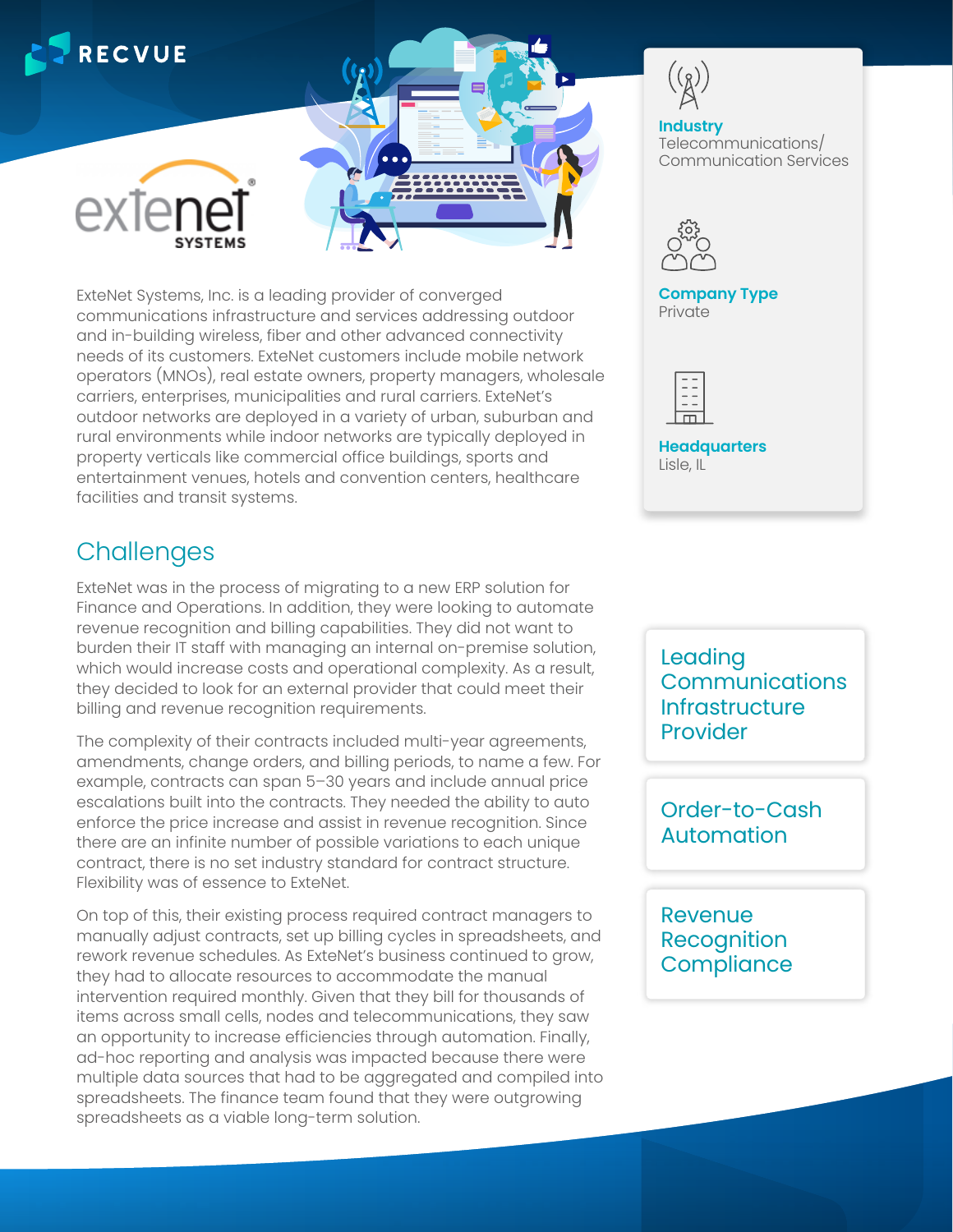RECVUE

extenet SYSTEMS

**Industry**
Telecommunications/ Communication Services

**Company Type**
Private

**Headquarters**
Lisle, IL

ExteNet Systems, Inc. is a leading provider of converged communications infrastructure and services addressing outdoor and in-building wireless, fiber and other advanced connectivity needs of its customers. ExteNet customers include mobile network operators (MNOs), real estate owners, property managers, wholesale carriers, enterprises, municipalities and rural carriers. ExteNet's outdoor networks are deployed in a variety of urban, suburban and rural environments while indoor networks are typically deployed in property verticals like commercial office buildings, sports and entertainment venues, hotels and convention centers, healthcare facilities and transit systems.

## Challenges

ExteNet was in the process of migrating to a new ERP solution for Finance and Operations. In addition, they were looking to automate revenue recognition and billing capabilities. They did not want to burden their IT staff with managing an internal on-premise solution, which would increase costs and operational complexity. As a result, they decided to look for an external provider that could meet their billing and revenue recognition requirements.

The complexity of their contracts included multi-year agreements, amendments, change orders, and billing periods, to name a few. For example, contracts can span 5–30 years and include annual price escalations built into the contracts. They needed the ability to auto enforce the price increase and assist in revenue recognition. Since there are an infinite number of possible variations to each unique contract, there is no set industry standard for contract structure. Flexibility was of essence to ExteNet.

On top of this, their existing process required contract managers to manually adjust contracts, set up billing cycles in spreadsheets, and rework revenue schedules. As ExteNet's business continued to grow, they had to allocate resources to accommodate the manual intervention required monthly. Given that they bill for thousands of items across small cells, nodes and telecommunications, they saw an opportunity to increase efficiencies through automation. Finally, ad-hoc reporting and analysis was impacted because there were multiple data sources that had to be aggregated and compiled into spreadsheets. The finance team found that they were outgrowing spreadsheets as a viable long-term solution.

Leading Communications Infrastructure Provider

Order-to-Cash Automation

Revenue Recognition Compliance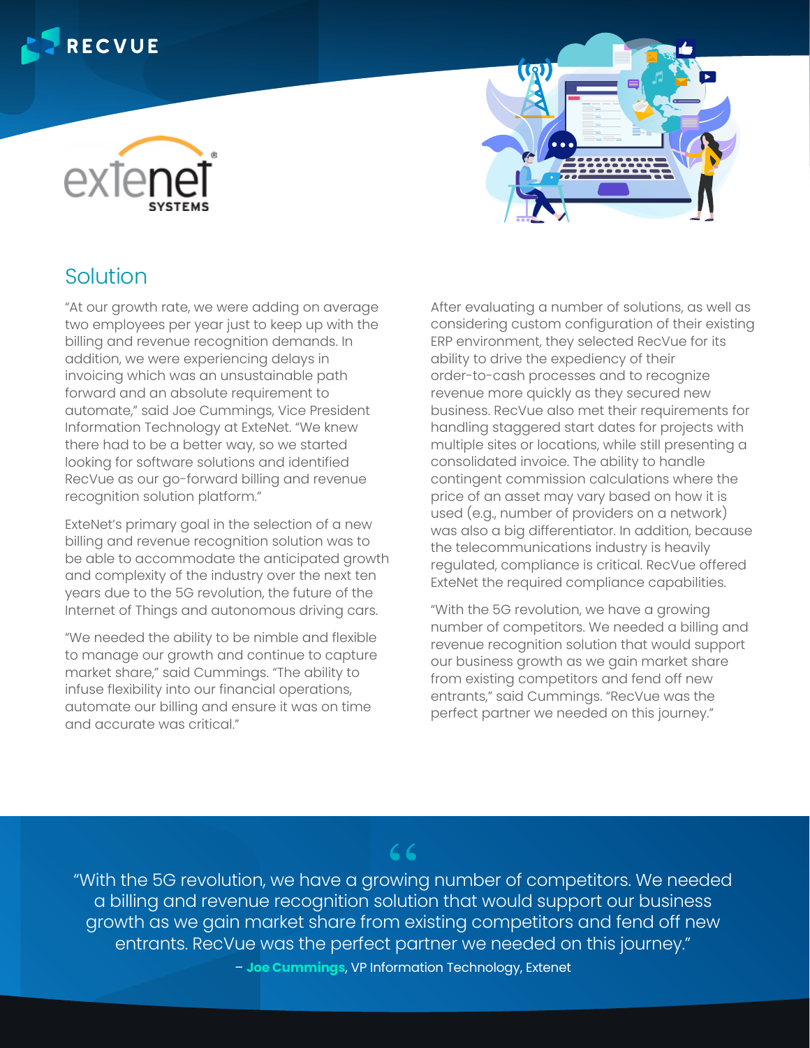## Solution

"At our growth rate, we were adding on average two employees per year just to keep up with the billing and revenue recognition demands. In addition, we were experiencing delays in invoicing which was an unsustainable path forward and an absolute requirement to automate," said Joe Cummings, Vice President Information Technology at ExteNet. "We knew there had to be a better way, so we started looking for software solutions and identified RecVue as our go-forward billing and revenue recognition solution platform."

ExteNet's primary goal in the selection of a new billing and revenue recognition solution was to be able to accommodate the anticipated growth and complexity of the industry over the next ten years due to the 5G revolution, the future of the Internet of Things and autonomous driving cars.

"We needed the ability to be nimble and flexible to manage our growth and continue to capture market share," said Cummings. "The ability to infuse flexibility into our financial operations, automate our billing and ensure it was on time and accurate was critical."

After evaluating a number of solutions, as well as considering custom configuration of their existing ERP environment, they selected RecVue for its ability to drive the expediency of their order-to-cash processes and to recognize revenue more quickly as they secured new business. RecVue also met their requirements for handling staggered start dates for projects with multiple sites or locations, while still presenting a consolidated invoice. The ability to handle contingent commission calculations where the price of an asset may vary based on how it is used (e.g., number of providers on a network) was also a big differentiator. In addition, because the telecommunications industry is heavily regulated, compliance is critical. RecVue offered ExteNet the required compliance capabilities.

"With the 5G revolution, we have a growing number of competitors. We needed a billing and revenue recognition solution that would support our business growth as we gain market share from existing competitors and fend off new entrants," said Cummings. "RecVue was the perfect partner we needed on this journey."

> "With the 5G revolution, we have a growing number of competitors. We needed a billing and revenue recognition solution that would support our business growth as we gain market share from existing competitors and fend off new entrants. RecVue was the perfect partner we needed on this journey."
>
> – **Joe Cummings**, VP Information Technology, Extenet